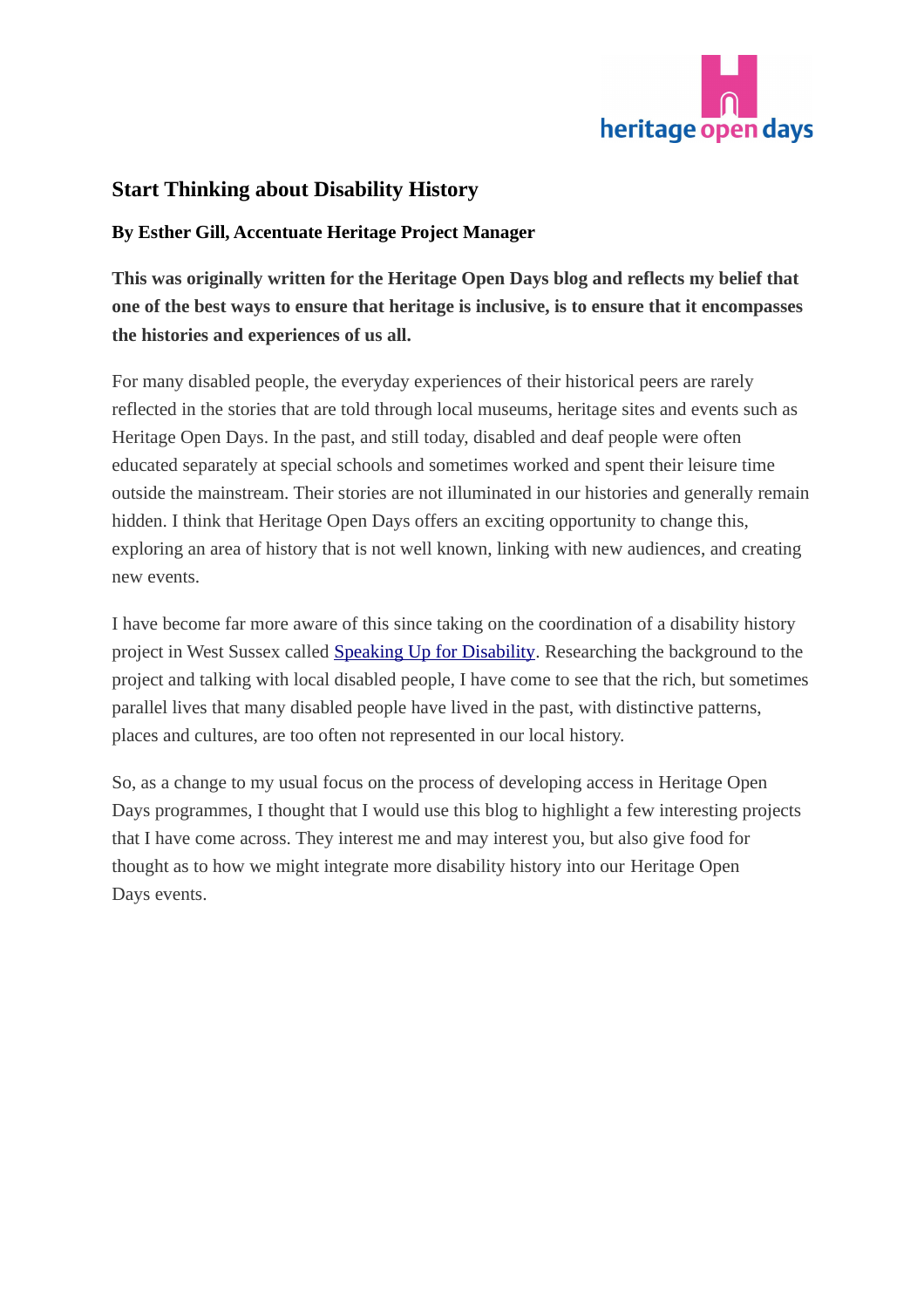# Start Thinking about Disability History

**By Esther Gill, Accentuate Heritage Project Manager**

**This was originally written for the Heritage Open Days blog and reflects my belief that one of the best ways to ensure that heritage is inclusive, is to ensure that it encompasses the histories and experiences of us all.**

For many disabled people, the everyday experiences of their historical peers are rarely reflected in the stories that are told through local museums, heritage sites and events such as Heritage Open Days. In the past, and still today, disabled and deaf people were often educated separately at special schools and sometimes worked and spent their leisure time outside the mainstream. Their stories are not illuminated in our histories and generally remain hidden. I think that Heritage Open Days offers an exciting opportunity to change this, exploring an area of history that is not well known, linking with new audiences, and creating new events.

I have become far more aware of this since taking on the coordination of a disability history project in West Sussex called Speaking Up for Disability. Researching the background to the project and talking with local disabled people, I have come to see that the rich, but sometimes parallel lives that many disabled people have lived in the past, with distinctive patterns, places and cultures, are too often not represented in our local history.

So, as a change to my usual focus on the process of developing access in Heritage Open Days programmes, I thought that I would use this blog to highlight a few interesting projects that I have come across. They interest me and may interest you, but also give food for thought as to how we might integrate more disability history into our Heritage Open Days events.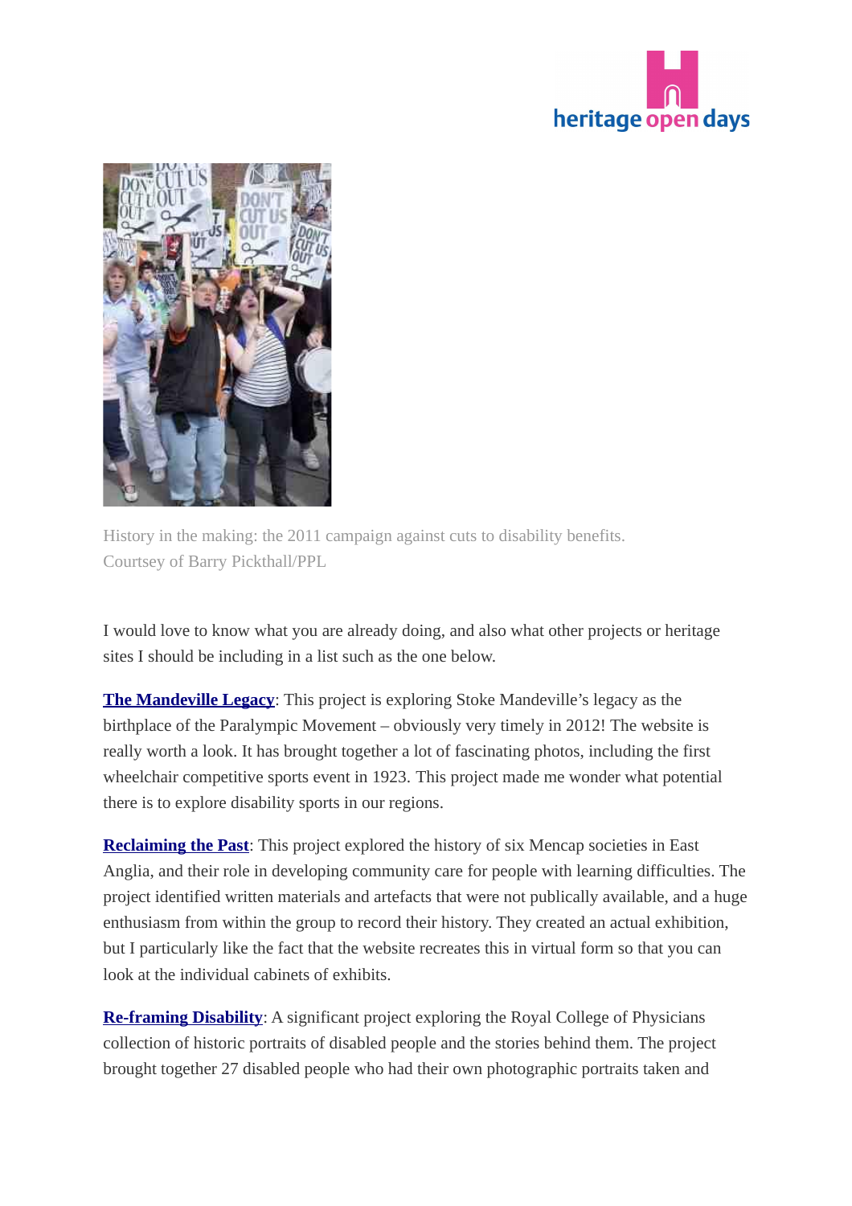History in the making: the 2011 campaign against cuts to disability benefits. Courtsey of Barry Pickthall/PPL

I would love to know what you are already doing, and also what other projects or heritage sites I should be including in a list such as the one below.

**The Mandeville Legacy**: This project is exploring Stoke Mandeville's legacy as the birthplace of the Paralympic Movement – obviously very timely in 2012! The website is really worth a look. It has brought together a lot of fascinating photos, including the first wheelchair competitive sports event in 1923. This project made me wonder what potential there is to explore disability sports in our regions.

**Reclaiming the Past**: This project explored the history of six Mencap societies in East Anglia, and their role in developing community care for people with learning difficulties. The project identified written materials and artefacts that were not publically available, and a huge enthusiasm from within the group to record their history. They created an actual exhibition, but I particularly like the fact that the website recreates this in virtual form so that you can look at the individual cabinets of exhibits.

**Re-framing Disability**: A significant project exploring the Royal College of Physicians collection of historic portraits of disabled people and the stories behind them. The project brought together 27 disabled people who had their own photographic portraits taken and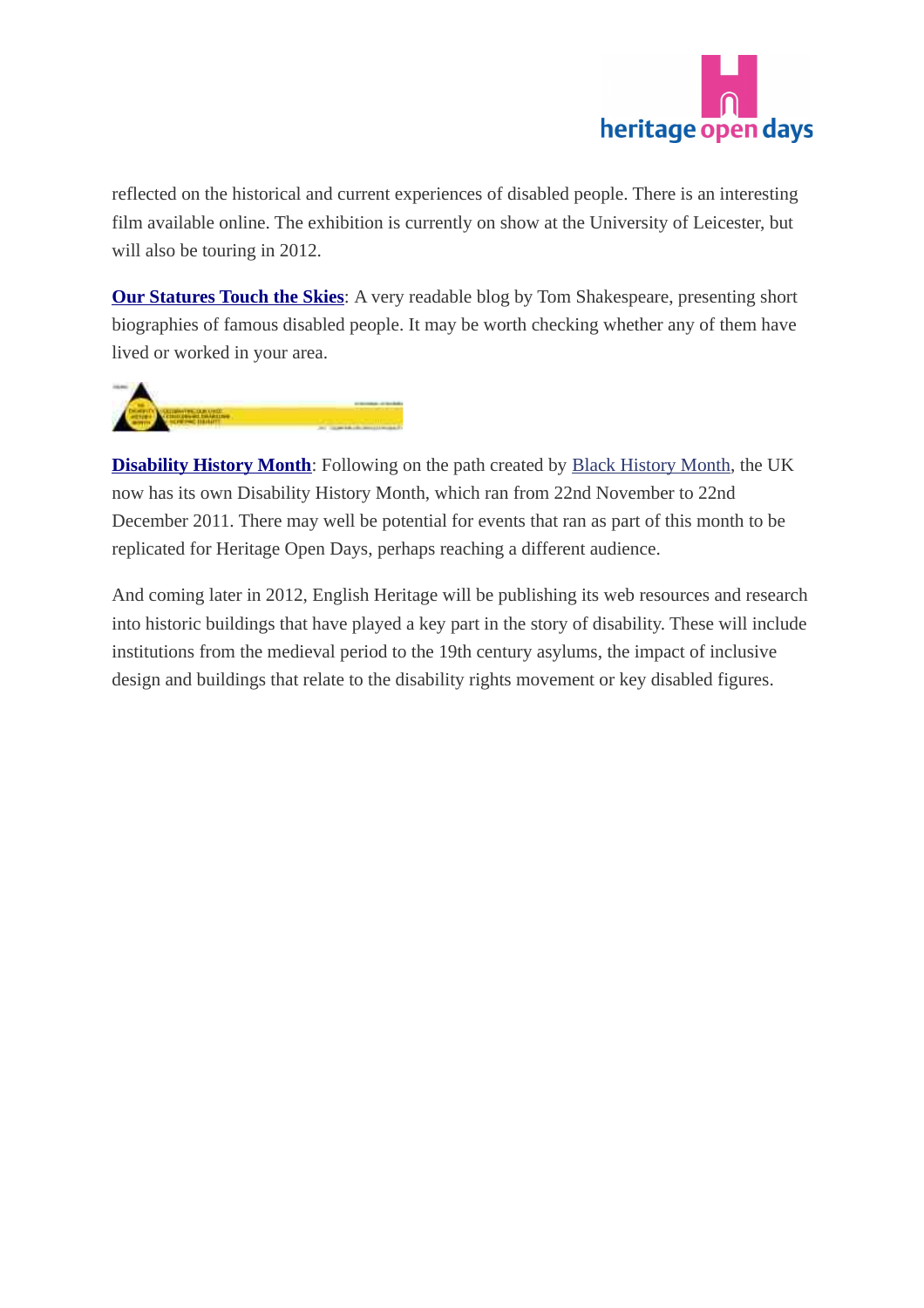reflected on the historical and current experiences of disabled people. There is an interesting film available online. The exhibition is currently on show at the University of Leicester, but will also be touring in 2012.

**Our Statures Touch the Skies**: A very readable blog by Tom Shakespeare, presenting short biographies of famous disabled people. It may be worth checking whether any of them have lived or worked in your area.

**Disability History Month**: Following on the path created by Black History Month, the UK now has its own Disability History Month, which ran from 22nd November to 22nd December 2011. There may well be potential for events that ran as part of this month to be replicated for Heritage Open Days, perhaps reaching a different audience.

And coming later in 2012, English Heritage will be publishing its web resources and research into historic buildings that have played a key part in the story of disability. These will include institutions from the medieval period to the 19th century asylums, the impact of inclusive design and buildings that relate to the disability rights movement or key disabled figures.